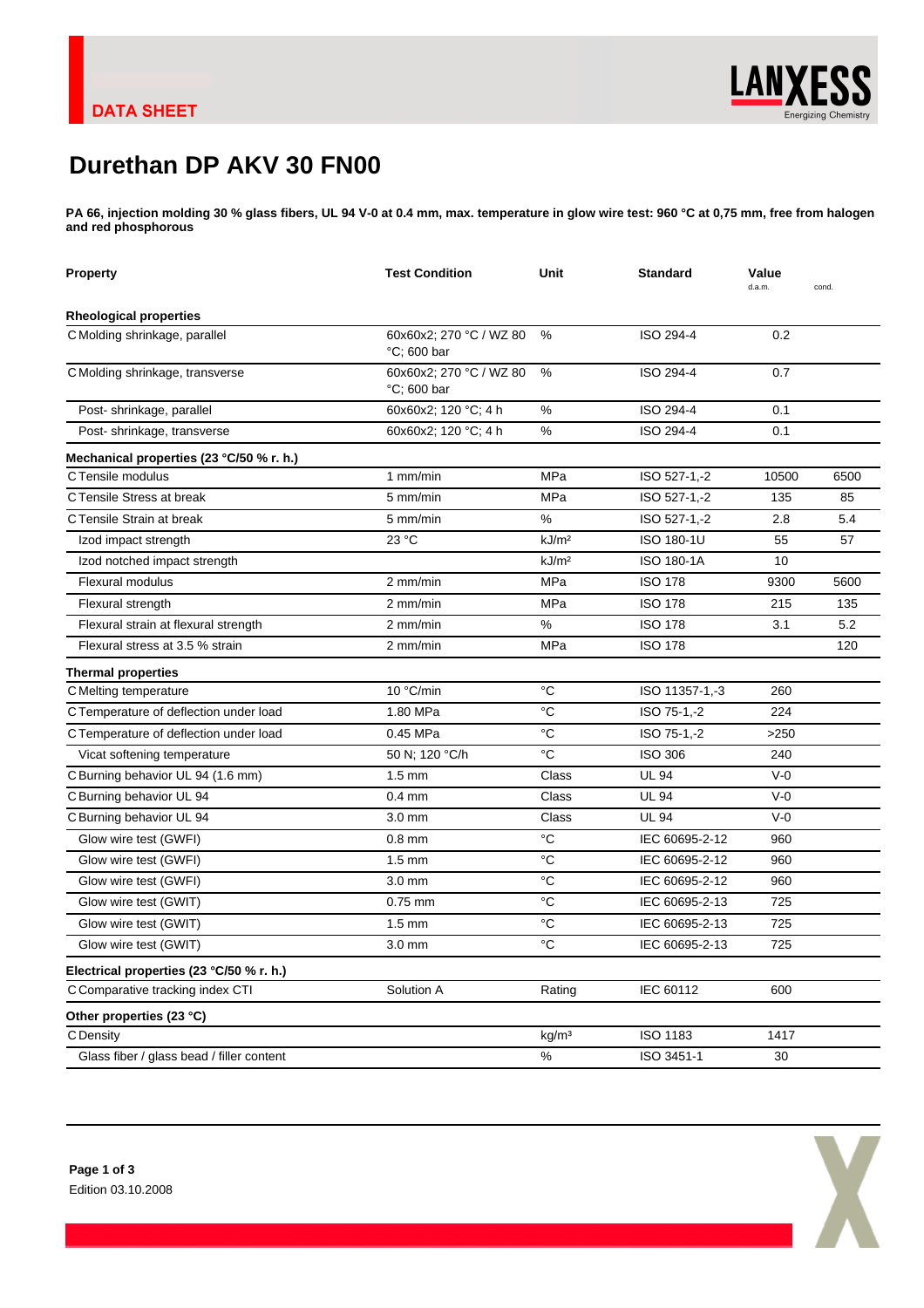DATA SHEET

# Durethan DP AKV 30 FN00

**PA 66, injection molding 30 % glass fibers, UL 94 V-0 at 0.4 mm, max. temperature in glow wire test: 960 °C at 0,75 mm, free from halogen and red phosphorous**

| Property | Test Condition | Unit | Standard | Value d.a.m. | cond. |
|---|---|---|---|---|---|
| **Rheological properties** | | | | | |
| C Molding shrinkage, parallel | 60x60x2; 270 °C / WZ 80 °C; 600 bar | % | ISO 294-4 | 0.2 | |
| C Molding shrinkage, transverse | 60x60x2; 270 °C / WZ 80 °C; 600 bar | % | ISO 294-4 | 0.7 | |
| Post- shrinkage, parallel | 60x60x2; 120 °C; 4 h | % | ISO 294-4 | 0.1 | |
| Post- shrinkage, transverse | 60x60x2; 120 °C; 4 h | % | ISO 294-4 | 0.1 | |
| **Mechanical properties (23 °C/50 % r. h.)** | | | | | |
| C Tensile modulus | 1 mm/min | MPa | ISO 527-1,-2 | 10500 | 6500 |
| C Tensile Stress at break | 5 mm/min | MPa | ISO 527-1,-2 | 135 | 85 |
| C Tensile Strain at break | 5 mm/min | % | ISO 527-1,-2 | 2.8 | 5.4 |
| Izod impact strength | 23 °C | kJ/m² | ISO 180-1U | 55 | 57 |
| Izod notched impact strength | | kJ/m² | ISO 180-1A | 10 | |
| Flexural modulus | 2 mm/min | MPa | ISO 178 | 9300 | 5600 |
| Flexural strength | 2 mm/min | MPa | ISO 178 | 215 | 135 |
| Flexural strain at flexural strength | 2 mm/min | % | ISO 178 | 3.1 | 5.2 |
| Flexural stress at 3.5 % strain | 2 mm/min | MPa | ISO 178 | | 120 |
| **Thermal properties** | | | | | |
| C Melting temperature | 10 °C/min | °C | ISO 11357-1,-3 | 260 | |
| C Temperature of deflection under load | 1.80 MPa | °C | ISO 75-1,-2 | 224 | |
| C Temperature of deflection under load | 0.45 MPa | °C | ISO 75-1,-2 | >250 | |
| Vicat softening temperature | 50 N; 120 °C/h | °C | ISO 306 | 240 | |
| C Burning behavior UL 94 (1.6 mm) | 1.5 mm | Class | UL 94 | V-0 | |
| C Burning behavior UL 94 | 0.4 mm | Class | UL 94 | V-0 | |
| C Burning behavior UL 94 | 3.0 mm | Class | UL 94 | V-0 | |
| Glow wire test (GWFI) | 0.8 mm | °C | IEC 60695-2-12 | 960 | |
| Glow wire test (GWFI) | 1.5 mm | °C | IEC 60695-2-12 | 960 | |
| Glow wire test (GWFI) | 3.0 mm | °C | IEC 60695-2-12 | 960 | |
| Glow wire test (GWIT) | 0.75 mm | °C | IEC 60695-2-13 | 725 | |
| Glow wire test (GWIT) | 1.5 mm | °C | IEC 60695-2-13 | 725 | |
| Glow wire test (GWIT) | 3.0 mm | °C | IEC 60695-2-13 | 725 | |
| **Electrical properties (23 °C/50 % r. h.)** | | | | | |
| C Comparative tracking index CTI | Solution A | Rating | IEC 60112 | 600 | |
| **Other properties (23 °C)** | | | | | |
| C Density | | kg/m³ | ISO 1183 | 1417 | |
| Glass fiber / glass bead / filler content | | % | ISO 3451-1 | 30 | |

Edition 03.10.2008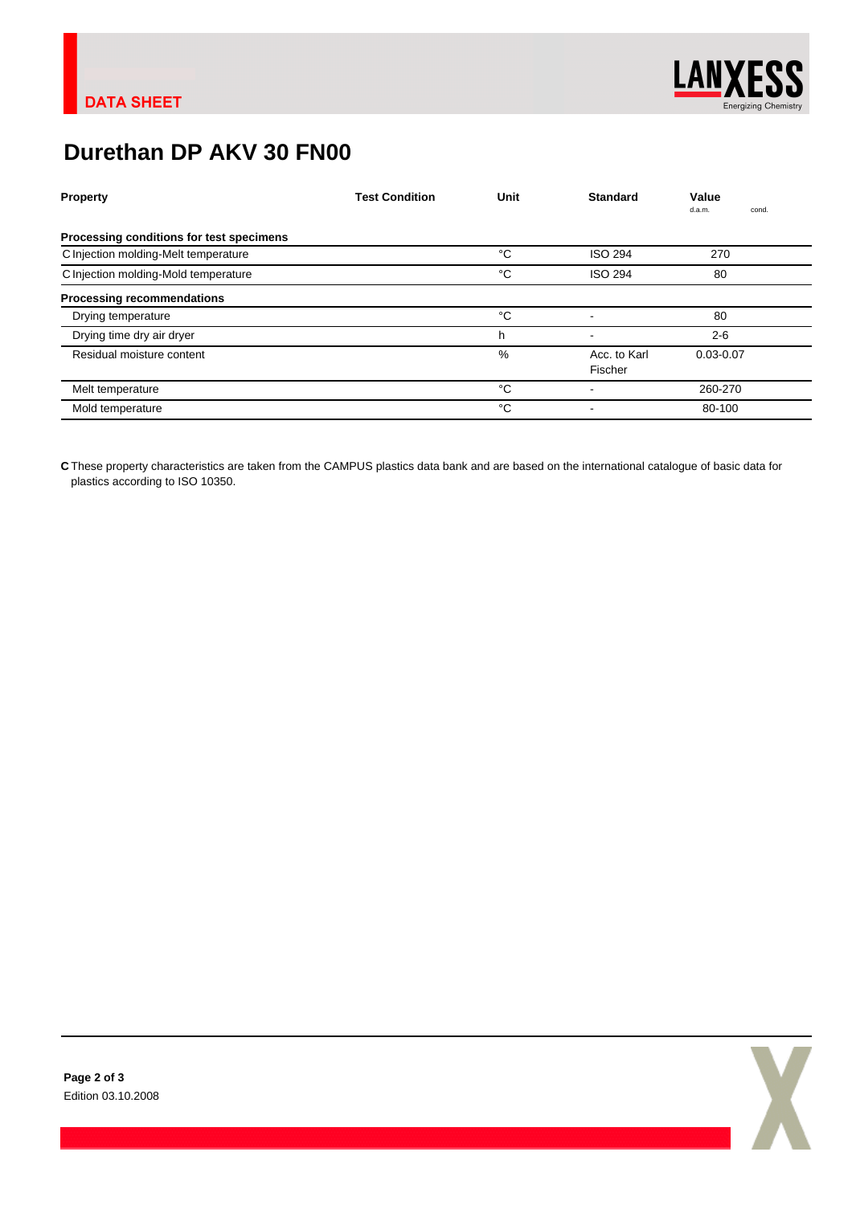DATA SHEET

# Durethan DP AKV 30 FN00

| Property | Test Condition | Unit | Standard | Value d.a.m. | cond. |
|---|---|---|---|---|---|
| **Processing conditions for test specimens** | | | | | |
| C Injection molding-Melt temperature | | °C | ISO 294 | 270 | |
| C Injection molding-Mold temperature | | °C | ISO 294 | 80 | |
| **Processing recommendations** | | | | | |
| Drying temperature | | °C | - | 80 | |
| Drying time dry air dryer | | h | - | 2-6 | |
| Residual moisture content | | % | Acc. to Karl Fischer | 0.03-0.07 | |
| Melt temperature | | °C | - | 260-270 | |
| Mold temperature | | °C | - | 80-100 | |

**C** These property characteristics are taken from the CAMPUS plastics data bank and are based on the international catalogue of basic data for plastics according to ISO 10350.

Edition 03.10.2008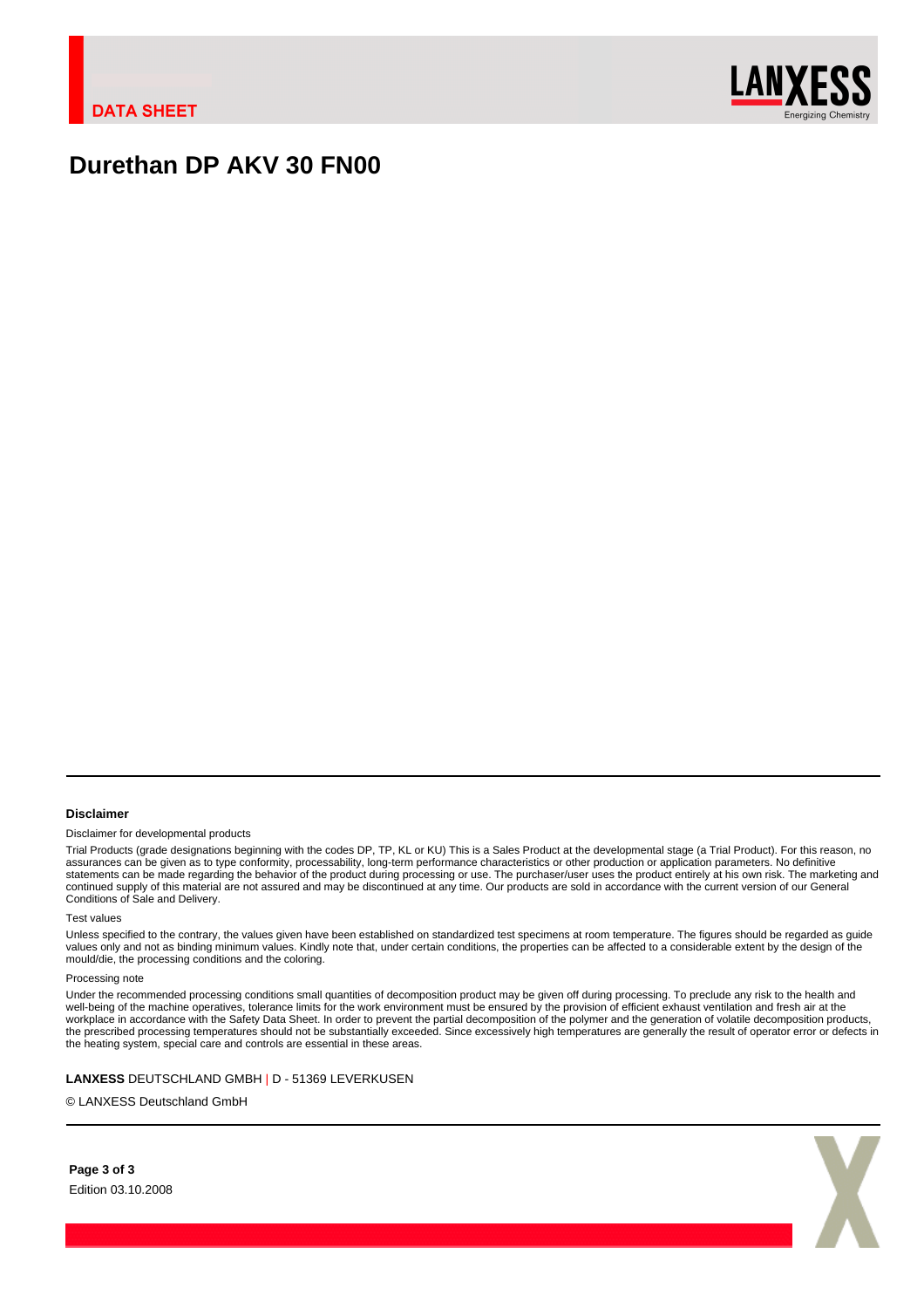# Durethan DP AKV 30 FN00

**Disclaimer**

Disclaimer for developmental products

Trial Products (grade designations beginning with the codes DP, TP, KL or KU) This is a Sales Product at the developmental stage (a Trial Product). For this reason, no assurances can be given as to type conformity, processability, long-term performance characteristics or other production or application parameters. No definitive statements can be made regarding the behavior of the product during processing or use. The purchaser/user uses the product entirely at his own risk. The marketing and continued supply of this material are not assured and may be discontinued at any time. Our products are sold in accordance with the current version of our General Conditions of Sale and Delivery.

Test values

Unless specified to the contrary, the values given have been established on standardized test specimens at room temperature. The figures should be regarded as guide values only and not as binding minimum values. Kindly note that, under certain conditions, the properties can be affected to a considerable extent by the design of the mould/die, the processing conditions and the coloring.

Processing note

Under the recommended processing conditions small quantities of decomposition product may be given off during processing. To preclude any risk to the health and well-being of the machine operatives, tolerance limits for the work environment must be ensured by the provision of efficient exhaust ventilation and fresh air at the workplace in accordance with the Safety Data Sheet. In order to prevent the partial decomposition of the polymer and the generation of volatile decomposition products, the prescribed processing temperatures should not be substantially exceeded. Since excessively high temperatures are generally the result of operator error or defects in the heating system, special care and controls are essential in these areas.

**LANXESS** DEUTSCHLAND GMBH | D - 51369 LEVERKUSEN

© LANXESS Deutschland GmbH

Edition 03.10.2008